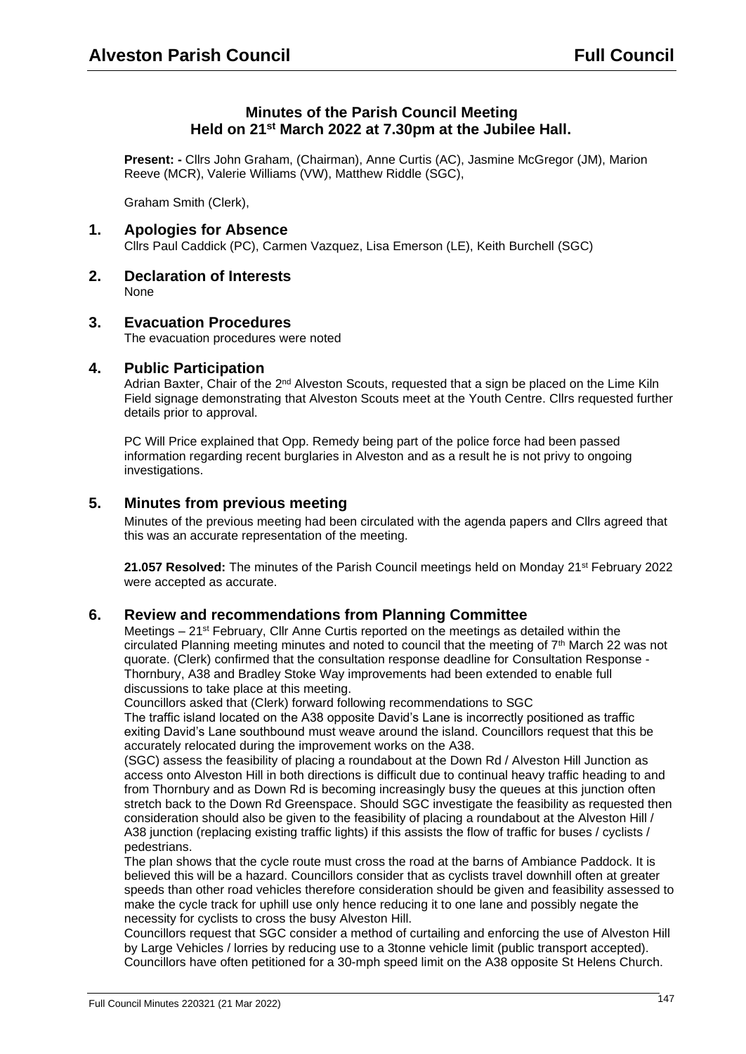## Minutes of the Parish Council Meeting Held on 21st March 2022 at 7.30pm at the Jubilee Hall.

**Present: -** Cllrs John Graham, (Chairman), Anne Curtis (AC), Jasmine McGregor (JM), Marion Reeve (MCR), Valerie Williams (VW), Matthew Riddle (SGC),

Graham Smith (Clerk),

## 1. Apologies for Absence

Cllrs Paul Caddick (PC), Carmen Vazquez, Lisa Emerson (LE), Keith Burchell (SGC)

## 2. Declaration of Interests

None

## 3. Evacuation Procedures

The evacuation procedures were noted

## 4. Public Participation

Adrian Baxter, Chair of the 2nd Alveston Scouts, requested that a sign be placed on the Lime Kiln Field signage demonstrating that Alveston Scouts meet at the Youth Centre. Cllrs requested further details prior to approval.

PC Will Price explained that Opp. Remedy being part of the police force had been passed information regarding recent burglaries in Alveston and as a result he is not privy to ongoing investigations.

## 5. Minutes from previous meeting

Minutes of the previous meeting had been circulated with the agenda papers and Cllrs agreed that this was an accurate representation of the meeting.

**21.057 Resolved:** The minutes of the Parish Council meetings held on Monday 21st February 2022 were accepted as accurate.

## 6. Review and recommendations from Planning Committee

Meetings – 21st February, Cllr Anne Curtis reported on the meetings as detailed within the circulated Planning meeting minutes and noted to council that the meeting of 7th March 22 was not quorate. (Clerk) confirmed that the consultation response deadline for Consultation Response - Thornbury, A38 and Bradley Stoke Way improvements had been extended to enable full discussions to take place at this meeting.

Councillors asked that (Clerk) forward following recommendations to SGC

The traffic island located on the A38 opposite David's Lane is incorrectly positioned as traffic exiting David's Lane southbound must weave around the island. Councillors request that this be accurately relocated during the improvement works on the A38.

(SGC) assess the feasibility of placing a roundabout at the Down Rd / Alveston Hill Junction as access onto Alveston Hill in both directions is difficult due to continual heavy traffic heading to and from Thornbury and as Down Rd is becoming increasingly busy the queues at this junction often stretch back to the Down Rd Greenspace. Should SGC investigate the feasibility as requested then consideration should also be given to the feasibility of placing a roundabout at the Alveston Hill / A38 junction (replacing existing traffic lights) if this assists the flow of traffic for buses / cyclists / pedestrians.

The plan shows that the cycle route must cross the road at the barns of Ambiance Paddock. It is believed this will be a hazard. Councillors consider that as cyclists travel downhill often at greater speeds than other road vehicles therefore consideration should be given and feasibility assessed to make the cycle track for uphill use only hence reducing it to one lane and possibly negate the necessity for cyclists to cross the busy Alveston Hill.

Councillors request that SGC consider a method of curtailing and enforcing the use of Alveston Hill by Large Vehicles / lorries by reducing use to a 3tonne vehicle limit (public transport accepted). Councillors have often petitioned for a 30-mph speed limit on the A38 opposite St Helens Church.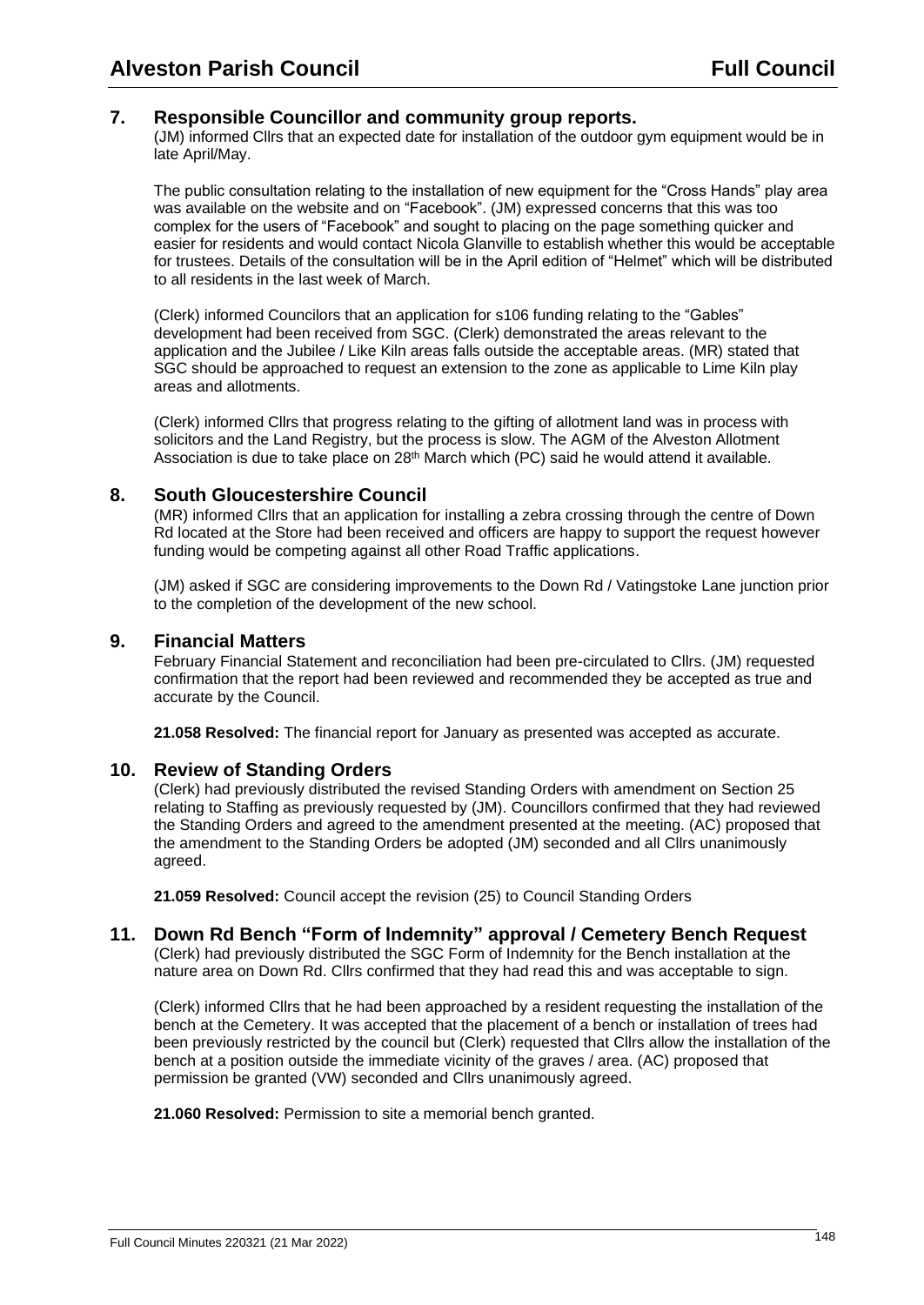## 7. Responsible Councillor and community group reports.

(JM) informed Cllrs that an expected date for installation of the outdoor gym equipment would be in late April/May.

The public consultation relating to the installation of new equipment for the "Cross Hands" play area was available on the website and on "Facebook". (JM) expressed concerns that this was too complex for the users of "Facebook" and sought to placing on the page something quicker and easier for residents and would contact Nicola Glanville to establish whether this would be acceptable for trustees. Details of the consultation will be in the April edition of "Helmet" which will be distributed to all residents in the last week of March.

(Clerk) informed Councilors that an application for s106 funding relating to the "Gables" development had been received from SGC. (Clerk) demonstrated the areas relevant to the application and the Jubilee / Like Kiln areas falls outside the acceptable areas. (MR) stated that SGC should be approached to request an extension to the zone as applicable to Lime Kiln play areas and allotments.

(Clerk) informed Cllrs that progress relating to the gifting of allotment land was in process with solicitors and the Land Registry, but the process is slow. The AGM of the Alveston Allotment Association is due to take place on 28th March which (PC) said he would attend it available.

## 8. South Gloucestershire Council

(MR) informed Cllrs that an application for installing a zebra crossing through the centre of Down Rd located at the Store had been received and officers are happy to support the request however funding would be competing against all other Road Traffic applications.

(JM) asked if SGC are considering improvements to the Down Rd / Vatingstoke Lane junction prior to the completion of the development of the new school.

## 9. Financial Matters

February Financial Statement and reconciliation had been pre-circulated to Cllrs. (JM) requested confirmation that the report had been reviewed and recommended they be accepted as true and accurate by the Council.

**21.058 Resolved:** The financial report for January as presented was accepted as accurate.

## 10. Review of Standing Orders

(Clerk) had previously distributed the revised Standing Orders with amendment on Section 25 relating to Staffing as previously requested by (JM). Councillors confirmed that they had reviewed the Standing Orders and agreed to the amendment presented at the meeting. (AC) proposed that the amendment to the Standing Orders be adopted (JM) seconded and all Cllrs unanimously agreed.

**21.059 Resolved:** Council accept the revision (25) to Council Standing Orders

## 11. Down Rd Bench "Form of Indemnity" approval / Cemetery Bench Request

(Clerk) had previously distributed the SGC Form of Indemnity for the Bench installation at the nature area on Down Rd. Cllrs confirmed that they had read this and was acceptable to sign.

(Clerk) informed Cllrs that he had been approached by a resident requesting the installation of the bench at the Cemetery. It was accepted that the placement of a bench or installation of trees had been previously restricted by the council but (Clerk) requested that Cllrs allow the installation of the bench at a position outside the immediate vicinity of the graves / area. (AC) proposed that permission be granted (VW) seconded and Cllrs unanimously agreed.

**21.060 Resolved:** Permission to site a memorial bench granted.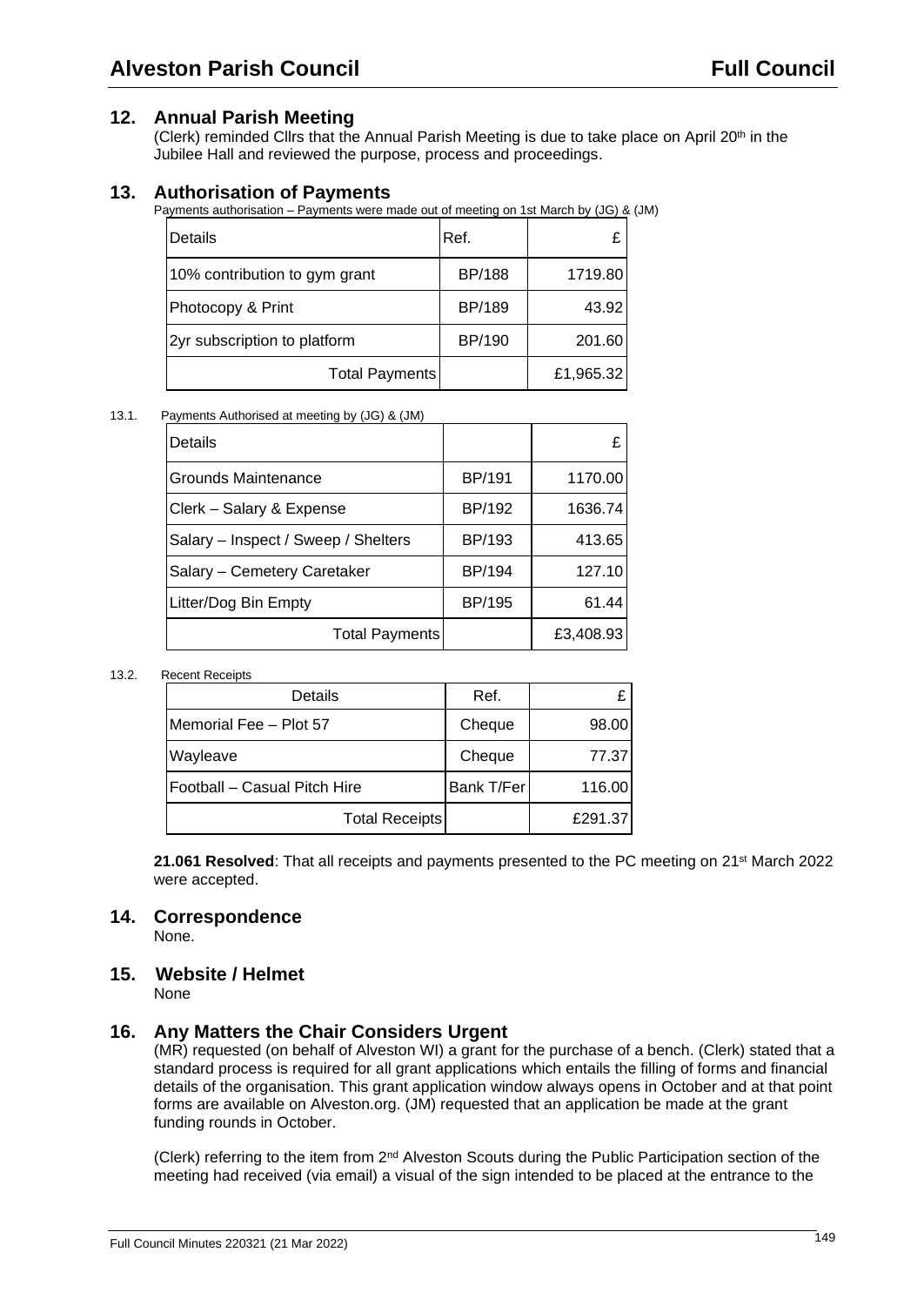## 12. Annual Parish Meeting

(Clerk) reminded Cllrs that the Annual Parish Meeting is due to take place on April 20th in the Jubilee Hall and reviewed the purpose, process and proceedings.

## 13. Authorisation of Payments

Payments authorisation – Payments were made out of meeting on 1st March by (JG) & (JM)

| Details | Ref. | £ |
|---|---|---|
| 10% contribution to gym grant | BP/188 | 1719.80 |
| Photocopy & Print | BP/189 | 43.92 |
| 2yr subscription to platform | BP/190 | 201.60 |
| Total Payments | | £1,965.32 |

13.1. Payments Authorised at meeting by (JG) & (JM)

| Details | | £ |
|---|---|---|
| Grounds Maintenance | BP/191 | 1170.00 |
| Clerk – Salary & Expense | BP/192 | 1636.74 |
| Salary – Inspect / Sweep / Shelters | BP/193 | 413.65 |
| Salary – Cemetery Caretaker | BP/194 | 127.10 |
| Litter/Dog Bin Empty | BP/195 | 61.44 |
| Total Payments | | £3,408.93 |

13.2. Recent Receipts

| Details | Ref. | £ |
|---|---|---|
| Memorial Fee – Plot 57 | Cheque | 98.00 |
| Wayleave | Cheque | 77.37 |
| Football – Casual Pitch Hire | Bank T/Fer | 116.00 |
| Total Receipts | | £291.37 |

**21.061 Resolved**: That all receipts and payments presented to the PC meeting on 21st March 2022 were accepted.

## 14. Correspondence

None.

## 15. Website / Helmet

None

## 16. Any Matters the Chair Considers Urgent

(MR) requested (on behalf of Alveston WI) a grant for the purchase of a bench. (Clerk) stated that a standard process is required for all grant applications which entails the filling of forms and financial details of the organisation. This grant application window always opens in October and at that point forms are available on Alveston.org. (JM) requested that an application be made at the grant funding rounds in October.

(Clerk) referring to the item from 2nd Alveston Scouts during the Public Participation section of the meeting had received (via email) a visual of the sign intended to be placed at the entrance to the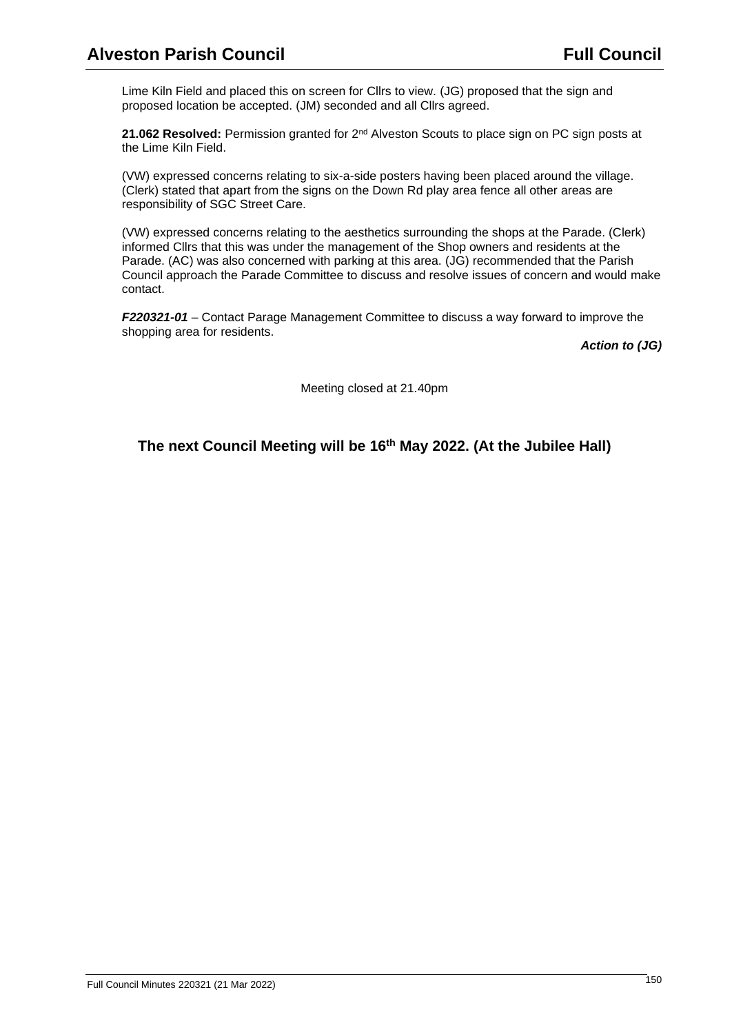Lime Kiln Field and placed this on screen for Cllrs to view. (JG) proposed that the sign and proposed location be accepted. (JM) seconded and all Cllrs agreed.

**21.062 Resolved:** Permission granted for 2nd Alveston Scouts to place sign on PC sign posts at the Lime Kiln Field.

(VW) expressed concerns relating to six-a-side posters having been placed around the village. (Clerk) stated that apart from the signs on the Down Rd play area fence all other areas are responsibility of SGC Street Care.

(VW) expressed concerns relating to the aesthetics surrounding the shops at the Parade. (Clerk) informed Cllrs that this was under the management of the Shop owners and residents at the Parade. (AC) was also concerned with parking at this area. (JG) recommended that the Parish Council approach the Parade Committee to discuss and resolve issues of concern and would make contact.

***F220321-01*** – Contact Parage Management Committee to discuss a way forward to improve the shopping area for residents.

***Action to (JG)***

Meeting closed at 21.40pm

**The next Council Meeting will be 16th May 2022. (At the Jubilee Hall)**